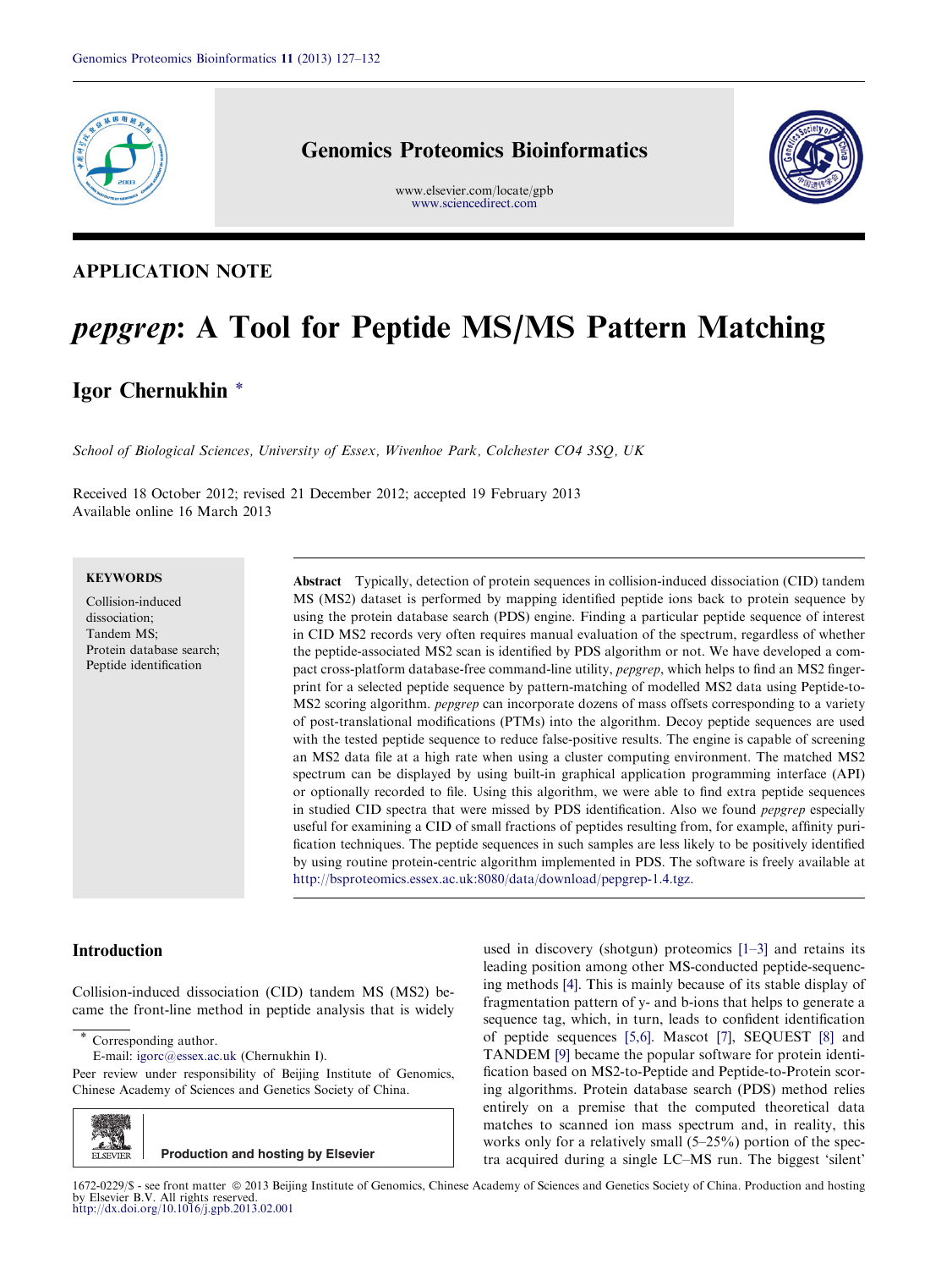APPLICATION NOTE

# *pepgrep*: A Tool for Peptide MS/MS Pattern Matching

**Igor Chernukhin** *

*School of Biological Sciences, University of Essex, Wivenhoe Park, Colchester CO4 3SQ, UK*

Received 18 October 2012; revised 21 December 2012; accepted 19 February 2013
Available online 16 March 2013

**KEYWORDS**

Collision-induced dissociation;
Tandem MS;
Protein database search;
Peptide identification

**Abstract** Typically, detection of protein sequences in collision-induced dissociation (CID) tandem MS (MS2) dataset is performed by mapping identified peptide ions back to protein sequence by using the protein database search (PDS) engine. Finding a particular peptide sequence of interest in CID MS2 records very often requires manual evaluation of the spectrum, regardless of whether the peptide-associated MS2 scan is identified by PDS algorithm or not. We have developed a compact cross-platform database-free command-line utility, *pepgrep*, which helps to find an MS2 fingerprint for a selected peptide sequence by pattern-matching of modelled MS2 data using Peptide-to-MS2 scoring algorithm. *pepgrep* can incorporate dozens of mass offsets corresponding to a variety of post-translational modifications (PTMs) into the algorithm. Decoy peptide sequences are used with the tested peptide sequence to reduce false-positive results. The engine is capable of screening an MS2 data file at a high rate when using a cluster computing environment. The matched MS2 spectrum can be displayed by using built-in graphical application programming interface (API) or optionally recorded to file. Using this algorithm, we were able to find extra peptide sequences in studied CID spectra that were missed by PDS identification. Also we found *pepgrep* especially useful for examining a CID of small fractions of peptides resulting from, for example, affinity purification techniques. The peptide sequences in such samples are less likely to be positively identified by using routine protein-centric algorithm implemented in PDS. The software is freely available at http://bsproteomics.essex.ac.uk:8080/data/download/pepgrep-1.4.tgz.

## Introduction

Collision-induced dissociation (CID) tandem MS (MS2) became the front-line method in peptide analysis that is widely used in discovery (shotgun) proteomics [1–3] and retains its leading position among other MS-conducted peptide-sequencing methods [4]. This is mainly because of its stable display of fragmentation pattern of y- and b-ions that helps to generate a sequence tag, which, in turn, leads to confident identification of peptide sequences [5,6]. Mascot [7], SEQUEST [8] and TANDEM [9] became the popular software for protein identification based on MS2-to-Peptide and Peptide-to-Protein scoring algorithms. Protein database search (PDS) method relies entirely on a premise that the computed theoretical data matches to scanned ion mass spectrum and, in reality, this works only for a relatively small (5–25%) portion of the spectra acquired during a single LC–MS run. The biggest 'silent'

* Corresponding author.
E-mail: igorc@essex.ac.uk (Chernukhin I).

Peer review under responsibility of Beijing Institute of Genomics, Chinese Academy of Sciences and Genetics Society of China.

Production and hosting by Elsevier

1672-0229/$ - see front matter © 2013 Beijing Institute of Genomics, Chinese Academy of Sciences and Genetics Society of China. Production and hosting by Elsevier B.V. All rights reserved.
http://dx.doi.org/10.1016/j.gpb.2013.02.001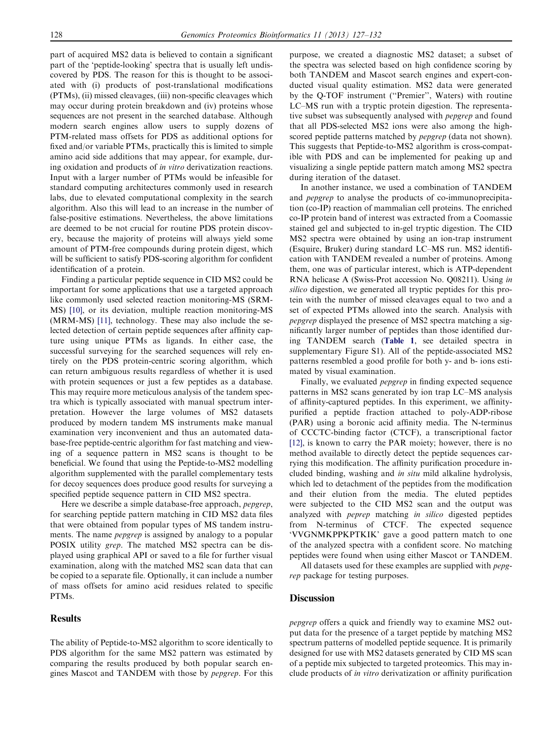part of acquired MS2 data is believed to contain a significant part of the 'peptide-looking' spectra that is usually left undiscovered by PDS. The reason for this is thought to be associated with (i) products of post-translational modifications (PTMs), (ii) missed cleavages, (iii) non-specific cleavages which may occur during protein breakdown and (iv) proteins whose sequences are not present in the searched database. Although modern search engines allow users to supply dozens of PTM-related mass offsets for PDS as additional options for fixed and/or variable PTMs, practically this is limited to simple amino acid side additions that may appear, for example, during oxidation and products of *in vitro* derivatization reactions. Input with a larger number of PTMs would be infeasible for standard computing architectures commonly used in research labs, due to elevated computational complexity in the search algorithm. Also this will lead to an increase in the number of false-positive estimations. Nevertheless, the above limitations are deemed to be not crucial for routine PDS protein discovery, because the majority of proteins will always yield some amount of PTM-free compounds during protein digest, which will be sufficient to satisfy PDS-scoring algorithm for confident identification of a protein.

Finding a particular peptide sequence in CID MS2 could be important for some applications that use a targeted approach like commonly used selected reaction monitoring-MS (SRM-MS) [10], or its deviation, multiple reaction monitoring-MS (MRM-MS) [11], technology. These may also include the selected detection of certain peptide sequences after affinity capture using unique PTMs as ligands. In either case, the successful surveying for the searched sequences will rely entirely on the PDS protein-centric scoring algorithm, which can return ambiguous results regardless of whether it is used with protein sequences or just a few peptides as a database. This may require more meticulous analysis of the tandem spectra which is typically associated with manual spectrum interpretation. However the large volumes of MS2 datasets produced by modern tandem MS instruments make manual examination very inconvenient and thus an automated database-free peptide-centric algorithm for fast matching and viewing of a sequence pattern in MS2 scans is thought to be beneficial. We found that using the Peptide-to-MS2 modelling algorithm supplemented with the parallel complementary tests for decoy sequences does produce good results for surveying a specified peptide sequence pattern in CID MS2 spectra.

Here we describe a simple database-free approach, *pepgrep*, for searching peptide pattern matching in CID MS2 data files that were obtained from popular types of MS tandem instruments. The name *pepgrep* is assigned by analogy to a popular POSIX utility *grep*. The matched MS2 spectra can be displayed using graphical API or saved to a file for further visual examination, along with the matched MS2 scan data that can be copied to a separate file. Optionally, it can include a number of mass offsets for amino acid residues related to specific PTMs.

## Results

The ability of Peptide-to-MS2 algorithm to score identically to PDS algorithm for the same MS2 pattern was estimated by comparing the results produced by both popular search engines Mascot and TANDEM with those by *pepgrep*. For this purpose, we created a diagnostic MS2 dataset; a subset of the spectra was selected based on high confidence scoring by both TANDEM and Mascot search engines and expert-conducted visual quality estimation. MS2 data were generated by the Q-TOF instrument ("Premier", Waters) with routine LC–MS run with a tryptic protein digestion. The representative subset was subsequently analysed with *pepgrep* and found that all PDS-selected MS2 ions were also among the high-scored peptide patterns matched by *pepgrep* (data not shown). This suggests that Peptide-to-MS2 algorithm is cross-compatible with PDS and can be implemented for peaking up and visualizing a single peptide pattern match among MS2 spectra during iteration of the dataset.

In another instance, we used a combination of TANDEM and *pepgrep* to analyse the products of co-immunoprecipitation (co-IP) reaction of mammalian cell proteins. The enriched co-IP protein band of interest was extracted from a Coomassie stained gel and subjected to in-gel tryptic digestion. The CID MS2 spectra were obtained by using an ion-trap instrument (Esquire, Bruker) during standard LC–MS run. MS2 identification with TANDEM revealed a number of proteins. Among them, one was of particular interest, which is ATP-dependent RNA helicase A (Swiss-Prot accession No. Q08211). Using *in silico* digestion, we generated all tryptic peptides for this protein with the number of missed cleavages equal to two and a set of expected PTMs allowed into the search. Analysis with *pepgrep* displayed the presence of MS2 spectra matching a significantly larger number of peptides than those identified during TANDEM search (**Table 1**, see detailed spectra in supplementary Figure S1). All of the peptide-associated MS2 patterns resembled a good profile for both y- and b- ions estimated by visual examination.

Finally, we evaluated *pepgrep* in finding expected sequence patterns in MS2 scans generated by ion trap LC–MS analysis of affinity-captured peptides. In this experiment, we affinity-purified a peptide fraction attached to poly-ADP-ribose (PAR) using a boronic acid affinity media. The N-terminus of CCCTC-binding factor (CTCF), a transcriptional factor [12], is known to carry the PAR moiety; however, there is no method available to directly detect the peptide sequences carrying this modification. The affinity purification procedure included binding, washing and *in situ* mild alkaline hydrolysis, which led to detachment of the peptides from the modification and their elution from the media. The eluted peptides were subjected to the CID MS2 scan and the output was analyzed with *peprep* matching *in silico* digested peptides from N-terminus of CTCF. The expected sequence 'VVGNMKPPKPTKIK' gave a good pattern match to one of the analyzed spectra with a confident score. No matching peptides were found when using either Mascot or TANDEM.

All datasets used for these examples are supplied with *pepgrep* package for testing purposes.

## Discussion

*pepgrep* offers a quick and friendly way to examine MS2 output data for the presence of a target peptide by matching MS2 spectrum patterns of modelled peptide sequence. It is primarily designed for use with MS2 datasets generated by CID MS scan of a peptide mix subjected to targeted proteomics. This may include products of *in vitro* derivatization or affinity purification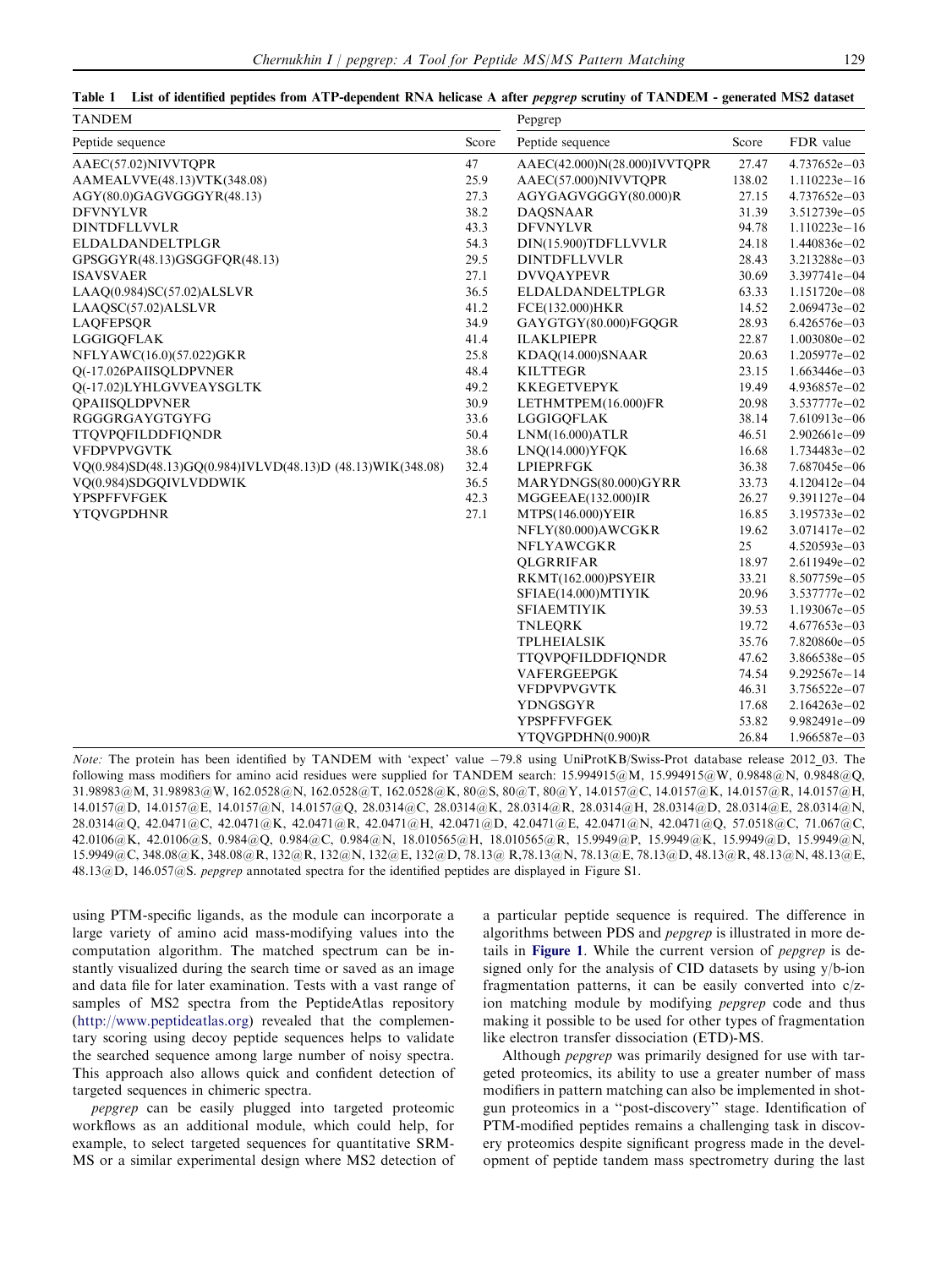**Table 1 List of identified peptides from ATP-dependent RNA helicase A after *pepgrep* scrutiny of TANDEM - generated MS2 dataset**

| TANDEM | | Pepgrep | | |
|---|---|---|---|---|
| Peptide sequence | Score | Peptide sequence | Score | FDR value |
| AAEC(57.02)NIVVTQPR | 47 | AAEC(42.000)N(28.000)IVVTQPR | 27.47 | 4.737652e−03 |
| AAMEALVVE(48.13)VTK(348.08) | 25.9 | AAEC(57.000)NIVVTQPR | 138.02 | 1.110223e−16 |
| AGY(80.0)GAGVGGGYR(48.13) | 27.3 | AGYGAGVGGGY(80.000)R | 27.15 | 4.737652e−03 |
| DFVNYLVR | 38.2 | DAQSNAAR | 31.39 | 3.512739e−05 |
| DINTDFLLVVLR | 43.3 | DFVNYLVR | 94.78 | 1.110223e−16 |
| ELDALDANDELTPLGR | 54.3 | DIN(15.900)TDFLLVVLR | 24.18 | 1.440836e−02 |
| GPSGGYR(48.13)GSGGFQR(48.13) | 29.5 | DINTDFLLVVLR | 28.43 | 3.213288e−03 |
| ISAVSVAER | 27.1 | DVVQAYPEVR | 30.69 | 3.397741e−04 |
| LAAQ(0.984)SC(57.02)ALSLVR | 36.5 | ELDALDANDELTPLGR | 63.33 | 1.151720e−08 |
| LAAQSC(57.02)ALSLVR | 41.2 | FCE(132.000)HKR | 14.52 | 2.069473e−02 |
| LAQFEPSQR | 34.9 | GAYGTGY(80.000)FGQGR | 28.93 | 6.426576e−03 |
| LGGIGQFLAK | 41.4 | ILAKLPIEPR | 22.87 | 1.003080e−02 |
| NFLYAWC(16.0)(57.022)GKR | 25.8 | KDAQ(14.000)SNAAR | 20.63 | 1.205977e−02 |
| Q(-17.026PAIISQLDPVNER | 48.4 | KILTTEGR | 23.15 | 1.663446e−03 |
| Q(-17.02)LYHLGVVEAYSGLTK | 49.2 | KKEGETVEPYK | 19.49 | 4.936857e−02 |
| QPAIISQLDPVNER | 30.9 | LETHMTPEM(16.000)FR | 20.98 | 3.537777e−02 |
| RGGGRGAYGTGYFG | 33.6 | LGGIGQFLAK | 38.14 | 7.610913e−06 |
| TTQVPQFILDDFIQNDR | 50.4 | LNM(16.000)ATLR | 46.51 | 2.902661e−09 |
| VFDPVPVGVTK | 38.6 | LNQ(14.000)YFQK | 16.68 | 1.734483e−02 |
| VQ(0.984)SD(48.13)GQ(0.984)IVLVD(48.13)D (48.13)WIK(348.08) | 32.4 | LPIEPRFGK | 36.38 | 7.687045e−06 |
| VQ(0.984)SDGQIVLVDDWIK | 36.5 | MARYDNGS(80.000)GYRR | 33.73 | 4.120412e−04 |
| YPSPFFVFGEK | 42.3 | MGGEEAE(132.000)IR | 26.27 | 9.391127e−04 |
| YTQVGPDHNR | 27.1 | MTPS(146.000)YEIR | 16.85 | 3.195733e−02 |
| | | NFLY(80.000)AWCGKR | 19.62 | 3.071417e−02 |
| | | NFLYAWCGKR | 25 | 4.520593e−03 |
| | | QLGRRIFAR | 18.97 | 2.611949e−02 |
| | | RKMT(162.000)PSYEIR | 33.21 | 8.507759e−05 |
| | | SFIAE(14.000)MTIYIK | 20.96 | 3.537777e−02 |
| | | SFIAEMTIYIK | 39.53 | 1.193067e−05 |
| | | TNLEQRK | 19.72 | 4.677653e−03 |
| | | TPLHEIALSIK | 35.76 | 7.820860e−05 |
| | | TTQVPQFILDDFIQNDR | 47.62 | 3.866538e−05 |
| | | VAFERGEEPGK | 74.54 | 9.292567e−14 |
| | | VFDPVPVGVTK | 46.31 | 3.756522e−07 |
| | | YDNGSGYR | 17.68 | 2.164263e−02 |
| | | YPSPFFVFGEK | 53.82 | 9.982491e−09 |
| | | YTQVGPDHN(0.900)R | 26.84 | 1.966587e−03 |

*Note:* The protein has been identified by TANDEM with 'expect' value −79.8 using UniProtKB/Swiss-Prot database release 2012_03. The following mass modifiers for amino acid residues were supplied for TANDEM search: 15.994915@M, 15.994915@W, 0.9848@N, 0.9848@Q, 31.98983@M, 31.98983@W, 162.0528@N, 162.0528@T, 162.0528@K, 80@S, 80@T, 80@Y, 14.0157@C, 14.0157@K, 14.0157@R, 14.0157@H, 14.0157@D, 14.0157@E, 14.0157@N, 14.0157@Q, 28.0314@C, 28.0314@K, 28.0314@R, 28.0314@H, 28.0314@D, 28.0314@E, 28.0314@N, 28.0314@Q, 42.0471@C, 42.0471@K, 42.0471@R, 42.0471@H, 42.0471@D, 42.0471@E, 42.0471@N, 42.0471@Q, 57.0518@C, 71.067@C, 42.0106@K, 42.0106@S, 0.984@Q, 0.984@C, 0.984@N, 18.010565@H, 18.010565@R, 15.9949@P, 15.9949@K, 15.9949@D, 15.9949@N, 15.9949@C, 348.08@K, 348.08@R, 132@R, 132@N, 132@E, 132@D, 78.13@ R,78.13@N, 78.13@E, 78.13@D, 48.13@R, 48.13@N, 48.13@E, 48.13@D, 146.057@S. *pepgrep* annotated spectra for the identified peptides are displayed in Figure S1.

using PTM-specific ligands, as the module can incorporate a large variety of amino acid mass-modifying values into the computation algorithm. The matched spectrum can be instantly visualized during the search time or saved as an image and data file for later examination. Tests with a vast range of samples of MS2 spectra from the PeptideAtlas repository (http://www.peptideatlas.org) revealed that the complementary scoring using decoy peptide sequences helps to validate the searched sequence among large number of noisy spectra. This approach also allows quick and confident detection of targeted sequences in chimeric spectra.

*pepgrep* can be easily plugged into targeted proteomic workflows as an additional module, which could help, for example, to select targeted sequences for quantitative SRM-MS or a similar experimental design where MS2 detection of a particular peptide sequence is required. The difference in algorithms between PDS and *pepgrep* is illustrated in more details in **Figure 1**. While the current version of *pepgrep* is designed only for the analysis of CID datasets by using y/b-ion fragmentation patterns, it can be easily converted into c/z-ion matching module by modifying *pepgrep* code and thus making it possible to be used for other types of fragmentation like electron transfer dissociation (ETD)-MS.

Although *pepgrep* was primarily designed for use with targeted proteomics, its ability to use a greater number of mass modifiers in pattern matching can also be implemented in shotgun proteomics in a "post-discovery" stage. Identification of PTM-modified peptides remains a challenging task in discovery proteomics despite significant progress made in the development of peptide tandem mass spectrometry during the last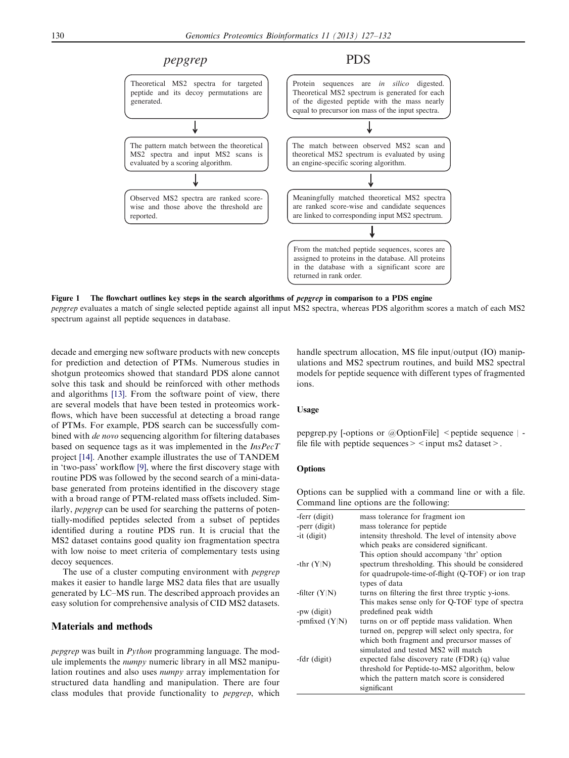**pepgrep**

Theoretical MS2 spectra for targeted peptide and its decoy permutations are generated.

↓

The pattern match between the theoretical MS2 spectra and input MS2 scans is evaluated by a scoring algorithm.

↓

Observed MS2 spectra are ranked score-wise and those above the threshold are reported.

**PDS**

Protein sequences are *in silico* digested. Theoretical MS2 spectrum is generated for each of the digested peptide with the mass nearly equal to precursor ion mass of the input spectra.

↓

The match between observed MS2 scan and theoretical MS2 spectrum is evaluated by using an engine-specific scoring algorithm.

↓

Meaningfully matched theoretical MS2 spectra are ranked score-wise and candidate sequences are linked to corresponding input MS2 spectrum.

↓

From the matched peptide sequences, scores are assigned to proteins in the database. All proteins in the database with a significant score are returned in rank order.

**Figure 1 The flowchart outlines key steps in the search algorithms of *pepgrep* in comparison to a PDS engine**
*pepgrep* evaluates a match of single selected peptide against all input MS2 spectra, whereas PDS algorithm scores a match of each MS2 spectrum against all peptide sequences in database.

decade and emerging new software products with new concepts for prediction and detection of PTMs. Numerous studies in shotgun proteomics showed that standard PDS alone cannot solve this task and should be reinforced with other methods and algorithms [13]. From the software point of view, there are several models that have been tested in proteomics workflows, which have been successful at detecting a broad range of PTMs. For example, PDS search can be successfully combined with *de novo* sequencing algorithm for filtering databases based on sequence tags as it was implemented in the *InsPecT* project [14]. Another example illustrates the use of TANDEM in 'two-pass' workflow [9], where the first discovery stage with routine PDS was followed by the second search of a mini-database generated from proteins identified in the discovery stage with a broad range of PTM-related mass offsets included. Similarly, *pepgrep* can be used for searching the patterns of potentially-modified peptides selected from a subset of peptides identified during a routine PDS run. It is crucial that the MS2 dataset contains good quality ion fragmentation spectra with low noise to meet criteria of complementary tests using decoy sequences.

The use of a cluster computing environment with *pepgrep* makes it easier to handle large MS2 data files that are usually generated by LC–MS run. The described approach provides an easy solution for comprehensive analysis of CID MS2 datasets.

## Materials and methods

*pepgrep* was built in *Python* programming language. The module implements the *numpy* numeric library in all MS2 manipulation routines and also uses *numpy* array implementation for structured data handling and manipulation. There are four class modules that provide functionality to *pepgrep*, which handle spectrum allocation, MS file input/output (IO) manipulations and MS2 spectrum routines, and build MS2 spectral models for peptide sequence with different types of fragmented ions.

### Usage

pepgrep.py [-options or @OptionFile] <peptide sequence | -file file with peptide sequences> <input ms2 dataset>.

### Options

Options can be supplied with a command line or with a file. Command line options are the following:

| | |
|---|---|
| -ferr (digit) | mass tolerance for fragment ion |
| -perr (digit) | mass tolerance for peptide |
| -it (digit) | intensity threshold. The level of intensity above which peaks are considered significant. This option should accompany 'thr' option |
| -thr (Y\|N) | spectrum thresholding. This should be considered for quadrupole-time-of-flight (Q-TOF) or ion trap types of data |
| -filter (Y\|N) | turns on filtering the first three tryptic y-ions. This makes sense only for Q-TOF type of spectra |
| -pw (digit) | predefined peak width |
| -pmfixed (Y\|N) | turns on or off peptide mass validation. When turned on, pepgrep will select only spectra, for which both fragment and precursor masses of simulated and tested MS2 will match |
| -fdr (digit) | expected false discovery rate (FDR) (q) value threshold for Peptide-to-MS2 algorithm, below which the pattern match score is considered significant |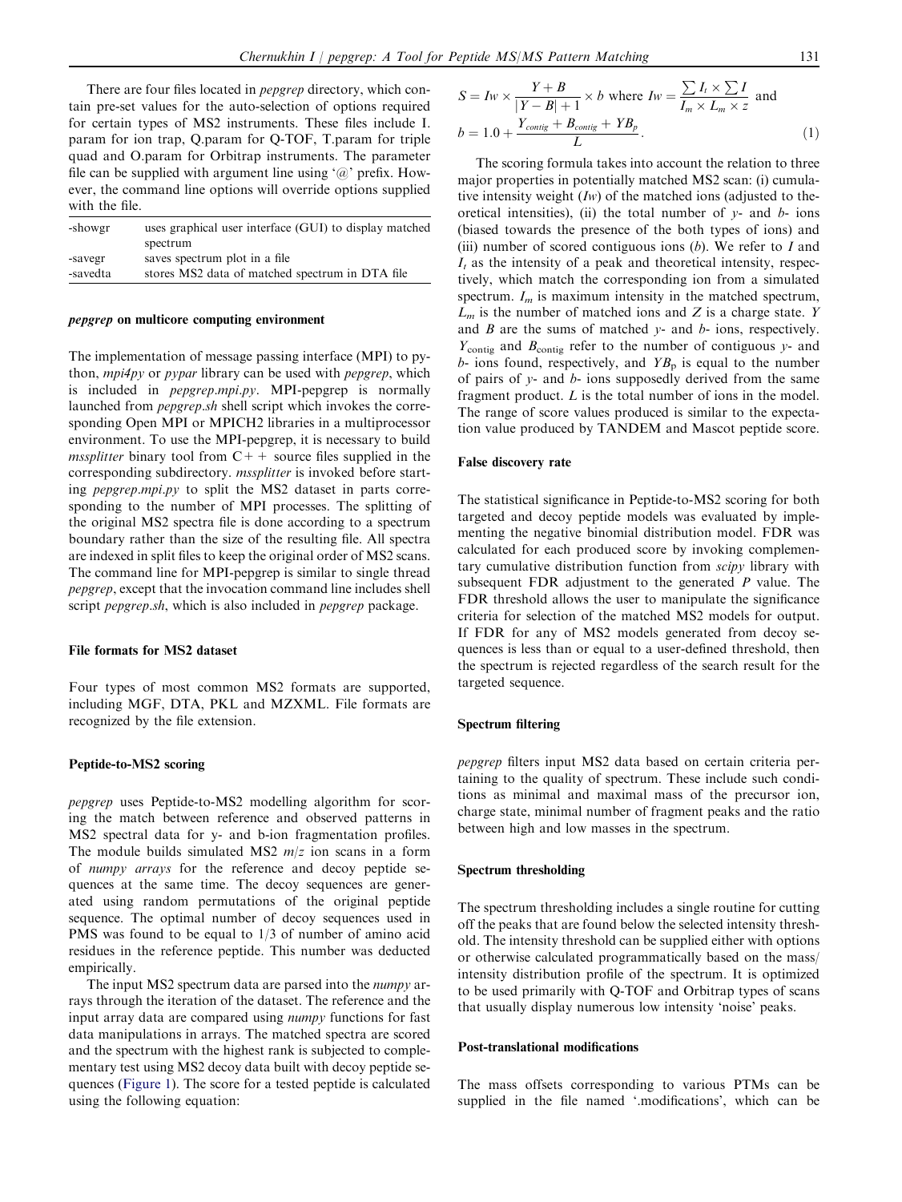There are four files located in *pepgrep* directory, which contain pre-set values for the auto-selection of options required for certain types of MS2 instruments. These files include I.param for ion trap, Q.param for Q-TOF, T.param for triple quad and O.param for Orbitrap instruments. The parameter file can be supplied with argument line using '@' prefix. However, the command line options will override options supplied with the file.

| | |
|---|---|
| -showgr | uses graphical user interface (GUI) to display matched spectrum |
| -savegr | saves spectrum plot in a file |
| -savedta | stores MS2 data of matched spectrum in DTA file |

### *pepgrep* on multicore computing environment

The implementation of message passing interface (MPI) to python, *mpi4py* or *pypar* library can be used with *pepgrep*, which is included in *pepgrep.mpi.py*. MPI-pepgrep is normally launched from *pepgrep.sh* shell script which invokes the corresponding Open MPI or MPICH2 libraries in a multiprocessor environment. To use the MPI-pepgrep, it is necessary to build *mssplitter* binary tool from C++ source files supplied in the corresponding subdirectory. *mssplitter* is invoked before starting *pepgrep.mpi.py* to split the MS2 dataset in parts corresponding to the number of MPI processes. The splitting of the original MS2 spectra file is done according to a spectrum boundary rather than the size of the resulting file. All spectra are indexed in split files to keep the original order of MS2 scans. The command line for MPI-pepgrep is similar to single thread *pepgrep*, except that the invocation command line includes shell script *pepgrep.sh*, which is also included in *pepgrep* package.

### File formats for MS2 dataset

Four types of most common MS2 formats are supported, including MGF, DTA, PKL and MZXML. File formats are recognized by the file extension.

### Peptide-to-MS2 scoring

*pepgrep* uses Peptide-to-MS2 modelling algorithm for scoring the match between reference and observed patterns in MS2 spectral data for y- and b-ion fragmentation profiles. The module builds simulated MS2 *m*/*z* ion scans in a form of *numpy arrays* for the reference and decoy peptide sequences at the same time. The decoy sequences are generated using random permutations of the original peptide sequence. The optimal number of decoy sequences used in PMS was found to be equal to 1/3 of number of amino acid residues in the reference peptide. This number was deducted empirically.

The input MS2 spectrum data are parsed into the *numpy* arrays through the iteration of the dataset. The reference and the input array data are compared using *numpy* functions for fast data manipulations in arrays. The matched spectra are scored and the spectrum with the highest rank is subjected to complementary test using MS2 decoy data built with decoy peptide sequences (Figure 1). The score for a tested peptide is calculated using the following equation:

$$S = Iw \times \frac{Y+B}{|Y-B|+1} \times b \text{ where } Iw = \frac{\sum I_t \times \sum I}{I_m \times L_m \times z} \text{ and}$$
$$b = 1.0 + \frac{Y_{contig} + B_{contig} + YB_p}{L}. \tag{1}$$

The scoring formula takes into account the relation to three major properties in potentially matched MS2 scan: (i) cumulative intensity weight ($Iw$) of the matched ions (adjusted to theoretical intensities), (ii) the total number of *y*- and *b*- ions (biased towards the presence of the both types of ions) and (iii) number of scored contiguous ions ($b$). We refer to $I$ and $I_t$ as the intensity of a peak and theoretical intensity, respectively, which match the corresponding ion from a simulated spectrum. $I_m$ is maximum intensity in the matched spectrum, $L_m$ is the number of matched ions and $Z$ is a charge state. $Y$ and $B$ are the sums of matched *y*- and *b*- ions, respectively. $Y_{\text{contig}}$ and $B_{\text{contig}}$ refer to the number of contiguous *y*- and *b*- ions found, respectively, and $YB_{\text{p}}$ is equal to the number of pairs of *y*- and *b*- ions supposedly derived from the same fragment product. $L$ is the total number of ions in the model. The range of score values produced is similar to the expectation value produced by TANDEM and Mascot peptide score.

### False discovery rate

The statistical significance in Peptide-to-MS2 scoring for both targeted and decoy peptide models was evaluated by implementing the negative binomial distribution model. FDR was calculated for each produced score by invoking complementary cumulative distribution function from *scipy* library with subsequent FDR adjustment to the generated $P$ value. The FDR threshold allows the user to manipulate the significance criteria for selection of the matched MS2 models for output. If FDR for any of MS2 models generated from decoy sequences is less than or equal to a user-defined threshold, then the spectrum is rejected regardless of the search result for the targeted sequence.

### Spectrum filtering

*pepgrep* filters input MS2 data based on certain criteria pertaining to the quality of spectrum. These include such conditions as minimal and maximal mass of the precursor ion, charge state, minimal number of fragment peaks and the ratio between high and low masses in the spectrum.

### Spectrum thresholding

The spectrum thresholding includes a single routine for cutting off the peaks that are found below the selected intensity threshold. The intensity threshold can be supplied either with options or otherwise calculated programmatically based on the mass/intensity distribution profile of the spectrum. It is optimized to be used primarily with Q-TOF and Orbitrap types of scans that usually display numerous low intensity 'noise' peaks.

### Post-translational modifications

The mass offsets corresponding to various PTMs can be supplied in the file named '.modifications', which can be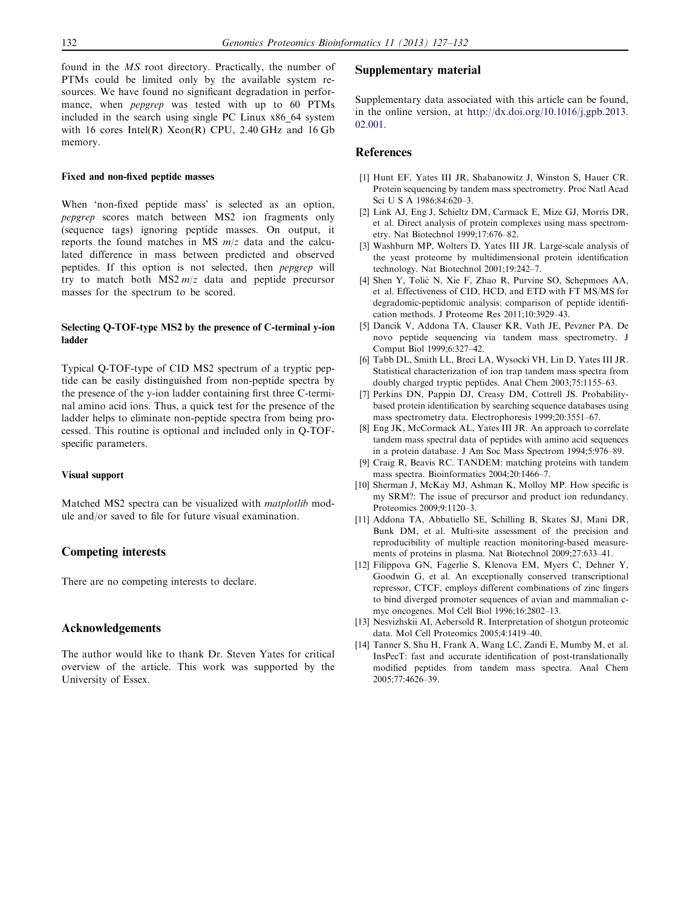found in the *MS* root directory. Practically, the number of PTMs could be limited only by the available system resources. We have found no significant degradation in performance, when *pepgrep* was tested with up to 60 PTMs included in the search using single PC Linux x86_64 system with 16 cores Intel(R) Xeon(R) CPU, 2.40 GHz and 16 Gb memory.

#### Fixed and non-fixed peptide masses

When 'non-fixed peptide mass' is selected as an option, *pepgrep* scores match between MS2 ion fragments only (sequence tags) ignoring peptide masses. On output, it reports the found matches in MS $m/z$ data and the calculated difference in mass between predicted and observed peptides. If this option is not selected, then *pepgrep* will try to match both MS2 $m/z$ data and peptide precursor masses for the spectrum to be scored.

#### Selecting Q-TOF-type MS2 by the presence of C-terminal y-ion ladder

Typical Q-TOF-type of CID MS2 spectrum of a tryptic peptide can be easily distinguished from non-peptide spectra by the presence of the y-ion ladder containing first three C-terminal amino acid ions. Thus, a quick test for the presence of the ladder helps to eliminate non-peptide spectra from being processed. This routine is optional and included only in Q-TOF-specific parameters.

#### Visual support

Matched MS2 spectra can be visualized with *matplotlib* module and/or saved to file for future visual examination.

## Competing interests

There are no competing interests to declare.

## Acknowledgements

The author would like to thank Dr. Steven Yates for critical overview of the article. This work was supported by the University of Essex.

## Supplementary material

Supplementary data associated with this article can be found, in the online version, at http://dx.doi.org/10.1016/j.gpb.2013.02.001.

## References

[1] Hunt EF, Yates III JR, Shabanowitz J, Winston S, Hauer CR. Protein sequencing by tandem mass spectrometry. Proc Natl Acad Sci U S A 1986;84:620–3.

[2] Link AJ, Eng J, Schieltz DM, Carmack E, Mize GJ, Morris DR, et al. Direct analysis of protein complexes using mass spectrometry. Nat Biotechnol 1999;17:676–82.

[3] Washburn MP, Wolters D, Yates III JR. Large-scale analysis of the yeast proteome by multidimensional protein identification technology. Nat Biotechnol 2001;19:242–7.

[4] Shen Y, Tolić N, Xie F, Zhao R, Purvine SO, Schepmoes AA, et al. Effectiveness of CID, HCD, and ETD with FT MS/MS for degradomic-peptidomic analysis: comparison of peptide identification methods. J Proteome Res 2011;10:3929–43.

[5] Dancik V, Addona TA, Clauser KR, Vath JE, Pevzner PA. De novo peptide sequencing via tandem mass spectrometry. J Comput Biol 1999;6:327–42.

[6] Tabb DL, Smith LL, Breci LA, Wysocki VH, Lin D, Yates III JR. Statistical characterization of ion trap tandem mass spectra from doubly charged tryptic peptides. Anal Chem 2003;75:1155–63.

[7] Perkins DN, Pappin DJ, Creasy DM, Cottrell JS. Probability-based protein identification by searching sequence databases using mass spectrometry data. Electrophoresis 1999;20:3551–67.

[8] Eng JK, McCormack AL, Yates III JR. An approach to correlate tandem mass spectral data of peptides with amino acid sequences in a protein database. J Am Soc Mass Spectrom 1994;5:976–89.

[9] Craig R, Beavis RC. TANDEM: matching proteins with tandem mass spectra. Bioinformatics 2004;20:1466–7.

[10] Sherman J, McKay MJ, Ashman K, Molloy MP. How specific is my SRM?: The issue of precursor and product ion redundancy. Proteomics 2009;9:1120–3.

[11] Addona TA, Abbatiello SE, Schilling B, Skates SJ, Mani DR, Bunk DM, et al. Multi-site assessment of the precision and reproducibility of multiple reaction monitoring-based measurements of proteins in plasma. Nat Biotechnol 2009;27:633–41.

[12] Filippova GN, Fagerlie S, Klenova EM, Myers C, Dehner Y, Goodwin G, et al. An exceptionally conserved transcriptional repressor, CTCF, employs different combinations of zinc fingers to bind diverged promoter sequences of avian and mammalian c-myc oncogenes. Mol Cell Biol 1996;16:2802–13.

[13] Nesvizhskii AI, Aebersold R. Interpretation of shotgun proteomic data. Mol Cell Proteomics 2005;4:1419–40.

[14] Tanner S, Shu H, Frank A, Wang LC, Zandi E, Mumby M, et al. InsPecT: fast and accurate identification of post-translationally modified peptides from tandem mass spectra. Anal Chem 2005;77:4626–39.